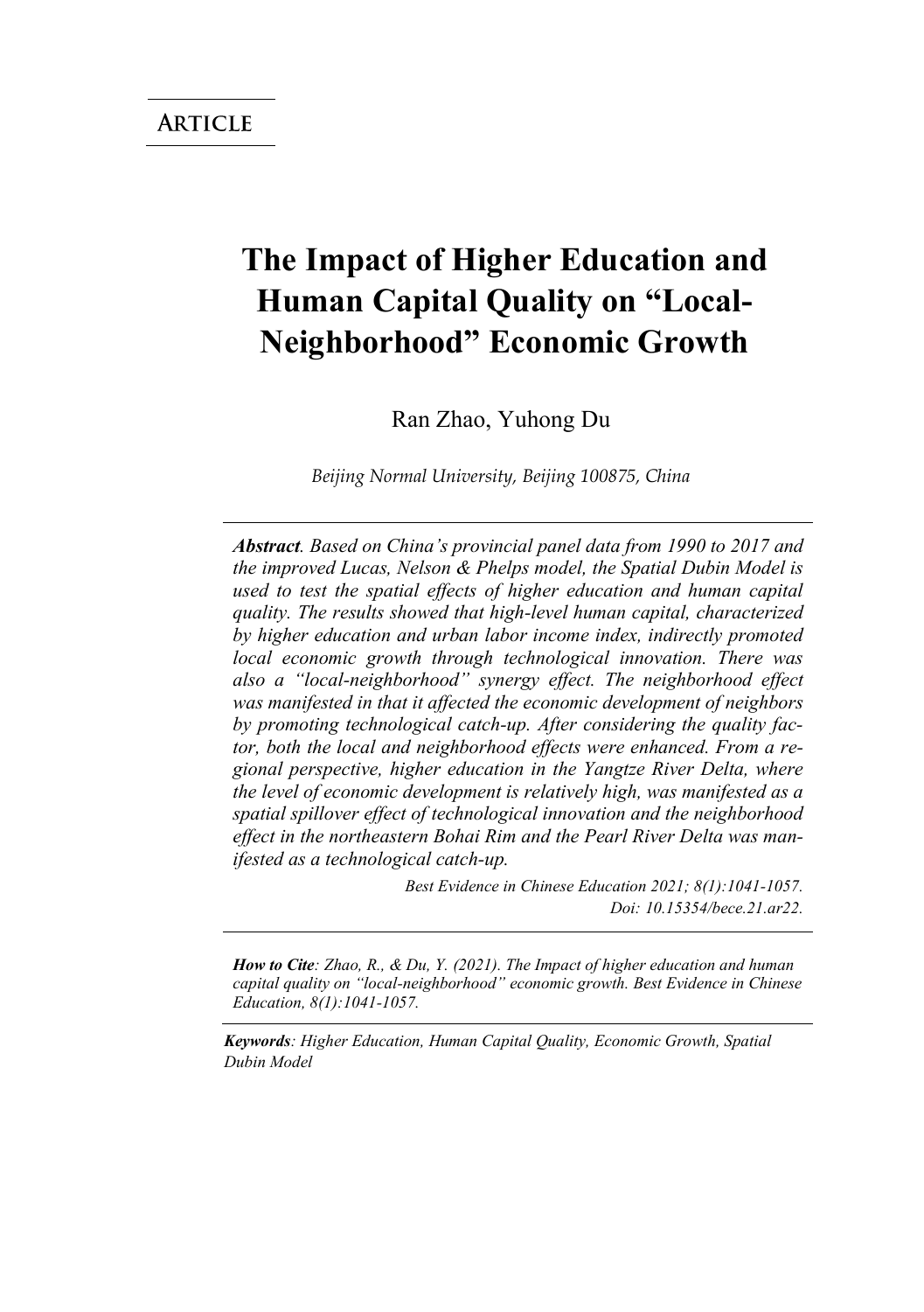**Article**

# The Impact of Higher Education and Human Capital Quality on "Local-Neighborhood" Economic Growth

Ran Zhao, Yuhong Du

*Beijing Normal University, Beijing 100875, China*

***Abstract**. Based on China's provincial panel data from 1990 to 2017 and the improved Lucas, Nelson & Phelps model, the Spatial Dubin Model is used to test the spatial effects of higher education and human capital quality. The results showed that high-level human capital, characterized by higher education and urban labor income index, indirectly promoted local economic growth through technological innovation. There was also a "local-neighborhood" synergy effect. The neighborhood effect was manifested in that it affected the economic development of neighbors by promoting technological catch-up. After considering the quality factor, both the local and neighborhood effects were enhanced. From a regional perspective, higher education in the Yangtze River Delta, where the level of economic development is relatively high, was manifested as a spatial spillover effect of technological innovation and the neighborhood effect in the northeastern Bohai Rim and the Pearl River Delta was manifested as a technological catch-up.*

*Best Evidence in Chinese Education 2021; 8(1):1041-1057.*
*Doi: 10.15354/bece.21.ar22.*

***How to Cite**: Zhao, R., & Du, Y. (2021). The Impact of higher education and human capital quality on "local-neighborhood" economic growth. Best Evidence in Chinese Education, 8(1):1041-1057.*

***Keywords**: Higher Education, Human Capital Quality, Economic Growth, Spatial Dubin Model*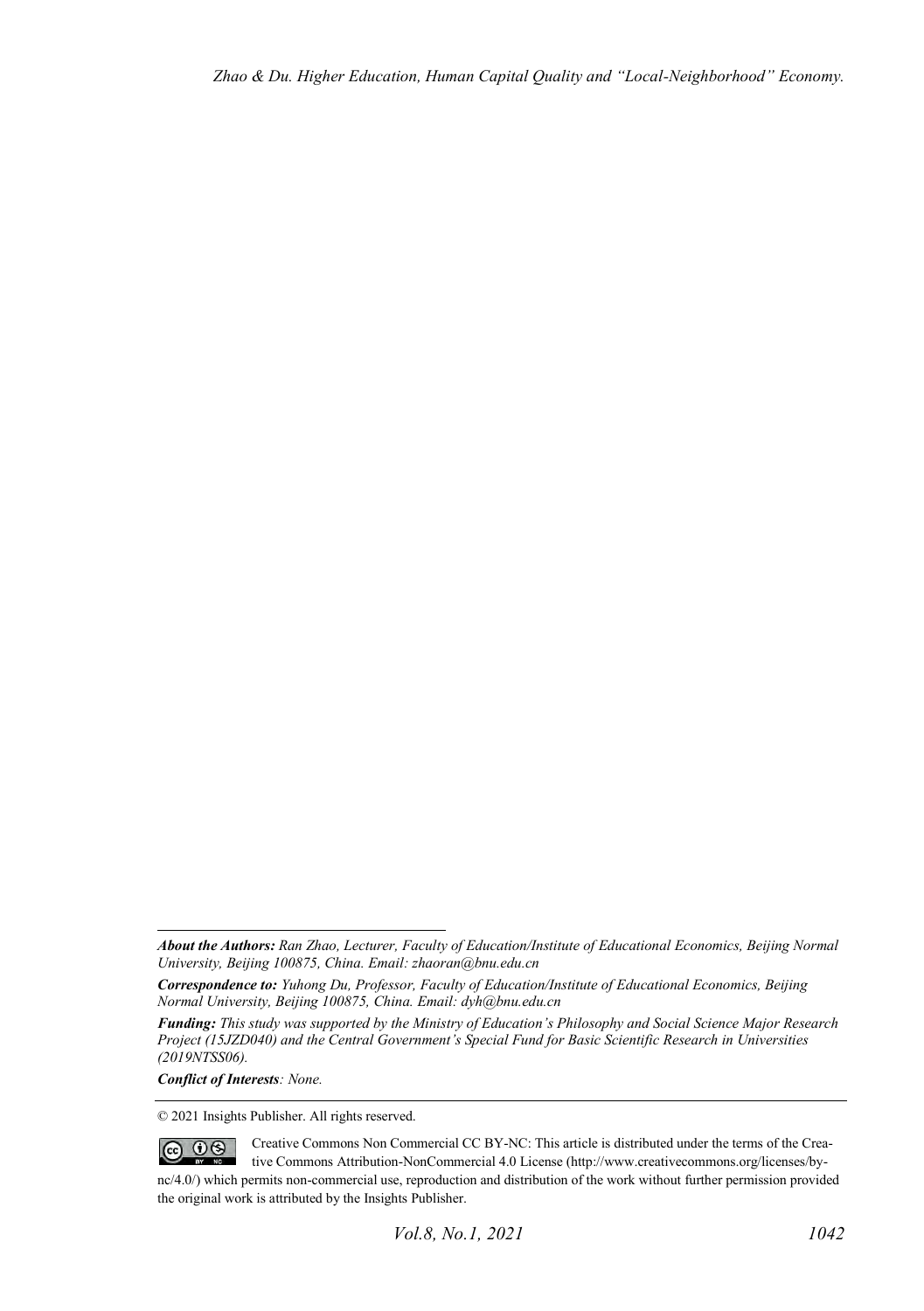***About the Authors:*** *Ran Zhao, Lecturer, Faculty of Education/Institute of Educational Economics, Beijing Normal University, Beijing 100875, China. Email: zhaoran@bnu.edu.cn*

***Correspondence to:*** *Yuhong Du, Professor, Faculty of Education/Institute of Educational Economics, Beijing Normal University, Beijing 100875, China. Email: dyh@bnu.edu.cn*

***Funding:*** *This study was supported by the Ministry of Education's Philosophy and Social Science Major Research Project (15JZD040) and the Central Government's Special Fund for Basic Scientific Research in Universities (2019NTSS06).*

***Conflict of Interests****: None.*

© 2021 Insights Publisher. All rights reserved.

Creative Commons Non Commercial CC BY-NC: This article is distributed under the terms of the Creative Commons Attribution-NonCommercial 4.0 License (http://www.creativecommons.org/licenses/by-nc/4.0/) which permits non-commercial use, reproduction and distribution of the work without further permission provided the original work is attributed by the Insights Publisher.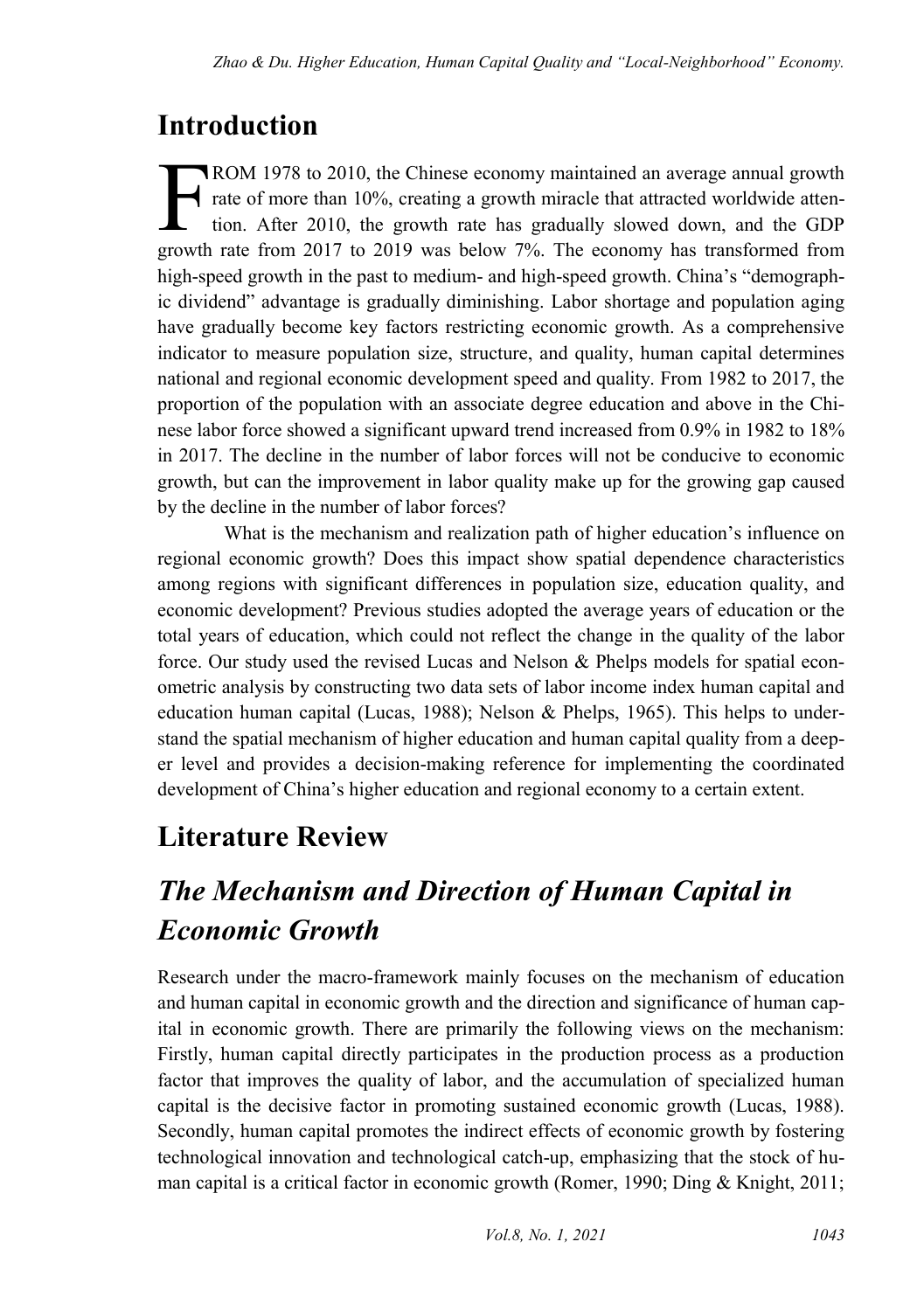# Introduction

FROM 1978 to 2010, the Chinese economy maintained an average annual growth rate of more than 10%, creating a growth miracle that attracted worldwide attention. After 2010, the growth rate has gradually slowed down, and the GDP growth rate from 2017 to 2019 was below 7%. The economy has transformed from high-speed growth in the past to medium- and high-speed growth. China's "demographic dividend" advantage is gradually diminishing. Labor shortage and population aging have gradually become key factors restricting economic growth. As a comprehensive indicator to measure population size, structure, and quality, human capital determines national and regional economic development speed and quality. From 1982 to 2017, the proportion of the population with an associate degree education and above in the Chinese labor force showed a significant upward trend increased from 0.9% in 1982 to 18% in 2017. The decline in the number of labor forces will not be conducive to economic growth, but can the improvement in labor quality make up for the growing gap caused by the decline in the number of labor forces?

What is the mechanism and realization path of higher education's influence on regional economic growth? Does this impact show spatial dependence characteristics among regions with significant differences in population size, education quality, and economic development? Previous studies adopted the average years of education or the total years of education, which could not reflect the change in the quality of the labor force. Our study used the revised Lucas and Nelson & Phelps models for spatial econometric analysis by constructing two data sets of labor income index human capital and education human capital (Lucas, 1988); Nelson & Phelps, 1965). This helps to understand the spatial mechanism of higher education and human capital quality from a deeper level and provides a decision-making reference for implementing the coordinated development of China's higher education and regional economy to a certain extent.

# Literature Review

## *The Mechanism and Direction of Human Capital in Economic Growth*

Research under the macro-framework mainly focuses on the mechanism of education and human capital in economic growth and the direction and significance of human capital in economic growth. There are primarily the following views on the mechanism: Firstly, human capital directly participates in the production process as a production factor that improves the quality of labor, and the accumulation of specialized human capital is the decisive factor in promoting sustained economic growth (Lucas, 1988). Secondly, human capital promotes the indirect effects of economic growth by fostering technological innovation and technological catch-up, emphasizing that the stock of human capital is a critical factor in economic growth (Romer, 1990; Ding & Knight, 2011;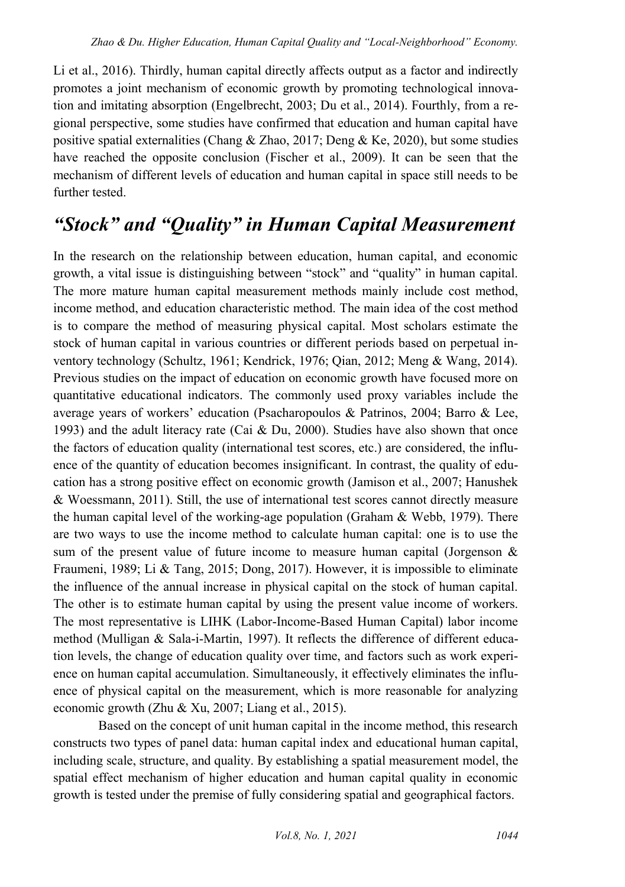Li et al., 2016). Thirdly, human capital directly affects output as a factor and indirectly promotes a joint mechanism of economic growth by promoting technological innovation and imitating absorption (Engelbrecht, 2003; Du et al., 2014). Fourthly, from a regional perspective, some studies have confirmed that education and human capital have positive spatial externalities (Chang & Zhao, 2017; Deng & Ke, 2020), but some studies have reached the opposite conclusion (Fischer et al., 2009). It can be seen that the mechanism of different levels of education and human capital in space still needs to be further tested.

## *"Stock" and "Quality" in Human Capital Measurement*

In the research on the relationship between education, human capital, and economic growth, a vital issue is distinguishing between "stock" and "quality" in human capital. The more mature human capital measurement methods mainly include cost method, income method, and education characteristic method. The main idea of the cost method is to compare the method of measuring physical capital. Most scholars estimate the stock of human capital in various countries or different periods based on perpetual inventory technology (Schultz, 1961; Kendrick, 1976; Qian, 2012; Meng & Wang, 2014). Previous studies on the impact of education on economic growth have focused more on quantitative educational indicators. The commonly used proxy variables include the average years of workers' education (Psacharopoulos & Patrinos, 2004; Barro & Lee, 1993) and the adult literacy rate (Cai & Du, 2000). Studies have also shown that once the factors of education quality (international test scores, etc.) are considered, the influence of the quantity of education becomes insignificant. In contrast, the quality of education has a strong positive effect on economic growth (Jamison et al., 2007; Hanushek & Woessmann, 2011). Still, the use of international test scores cannot directly measure the human capital level of the working-age population (Graham & Webb, 1979). There are two ways to use the income method to calculate human capital: one is to use the sum of the present value of future income to measure human capital (Jorgenson & Fraumeni, 1989; Li & Tang, 2015; Dong, 2017). However, it is impossible to eliminate the influence of the annual increase in physical capital on the stock of human capital. The other is to estimate human capital by using the present value income of workers. The most representative is LIHK (Labor-Income-Based Human Capital) labor income method (Mulligan & Sala-i-Martin, 1997). It reflects the difference of different education levels, the change of education quality over time, and factors such as work experience on human capital accumulation. Simultaneously, it effectively eliminates the influence of physical capital on the measurement, which is more reasonable for analyzing economic growth (Zhu & Xu, 2007; Liang et al., 2015).

Based on the concept of unit human capital in the income method, this research constructs two types of panel data: human capital index and educational human capital, including scale, structure, and quality. By establishing a spatial measurement model, the spatial effect mechanism of higher education and human capital quality in economic growth is tested under the premise of fully considering spatial and geographical factors.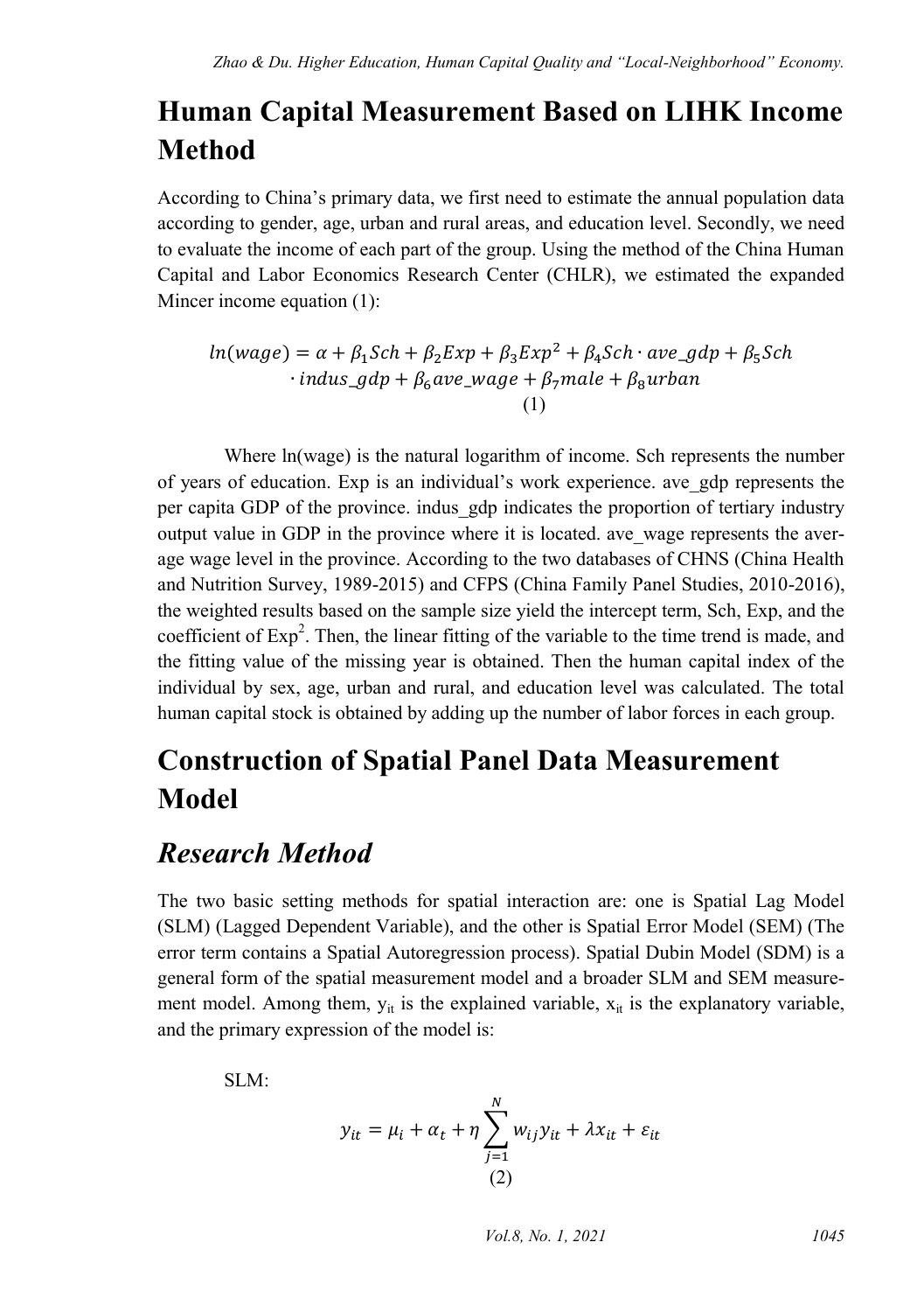## Human Capital Measurement Based on LIHK Income Method

According to China's primary data, we first need to estimate the annual population data according to gender, age, urban and rural areas, and education level. Secondly, we need to evaluate the income of each part of the group. Using the method of the China Human Capital and Labor Economics Research Center (CHLR), we estimated the expanded Mincer income equation (1):

$$ln(wage) = \alpha + \beta_1 Sch + \beta_2 Exp + \beta_3 Exp^2 + \beta_4 Sch \cdot ave\_gdp + \beta_5 Sch \cdot indus\_gdp + \beta_6 ave\_wage + \beta_7 male + \beta_8 urban \quad (1)$$

Where ln(wage) is the natural logarithm of income. Sch represents the number of years of education. Exp is an individual's work experience. ave_gdp represents the per capita GDP of the province. indus_gdp indicates the proportion of tertiary industry output value in GDP in the province where it is located. ave_wage represents the average wage level in the province. According to the two databases of CHNS (China Health and Nutrition Survey, 1989-2015) and CFPS (China Family Panel Studies, 2010-2016), the weighted results based on the sample size yield the intercept term, Sch, Exp, and the coefficient of $Exp^2$. Then, the linear fitting of the variable to the time trend is made, and the fitting value of the missing year is obtained. Then the human capital index of the individual by sex, age, urban and rural, and education level was calculated. The total human capital stock is obtained by adding up the number of labor forces in each group.

## Construction of Spatial Panel Data Measurement Model

### *Research Method*

The two basic setting methods for spatial interaction are: one is Spatial Lag Model (SLM) (Lagged Dependent Variable), and the other is Spatial Error Model (SEM) (The error term contains a Spatial Autoregression process). Spatial Dubin Model (SDM) is a general form of the spatial measurement model and a broader SLM and SEM measurement model. Among them, $y_{it}$ is the explained variable, $x_{it}$ is the explanatory variable, and the primary expression of the model is:

SLM:

$$y_{it} = \mu_i + \alpha_t + \eta \sum_{j=1}^{N} w_{ij} y_{it} + \lambda x_{it} + \varepsilon_{it} \quad (2)$$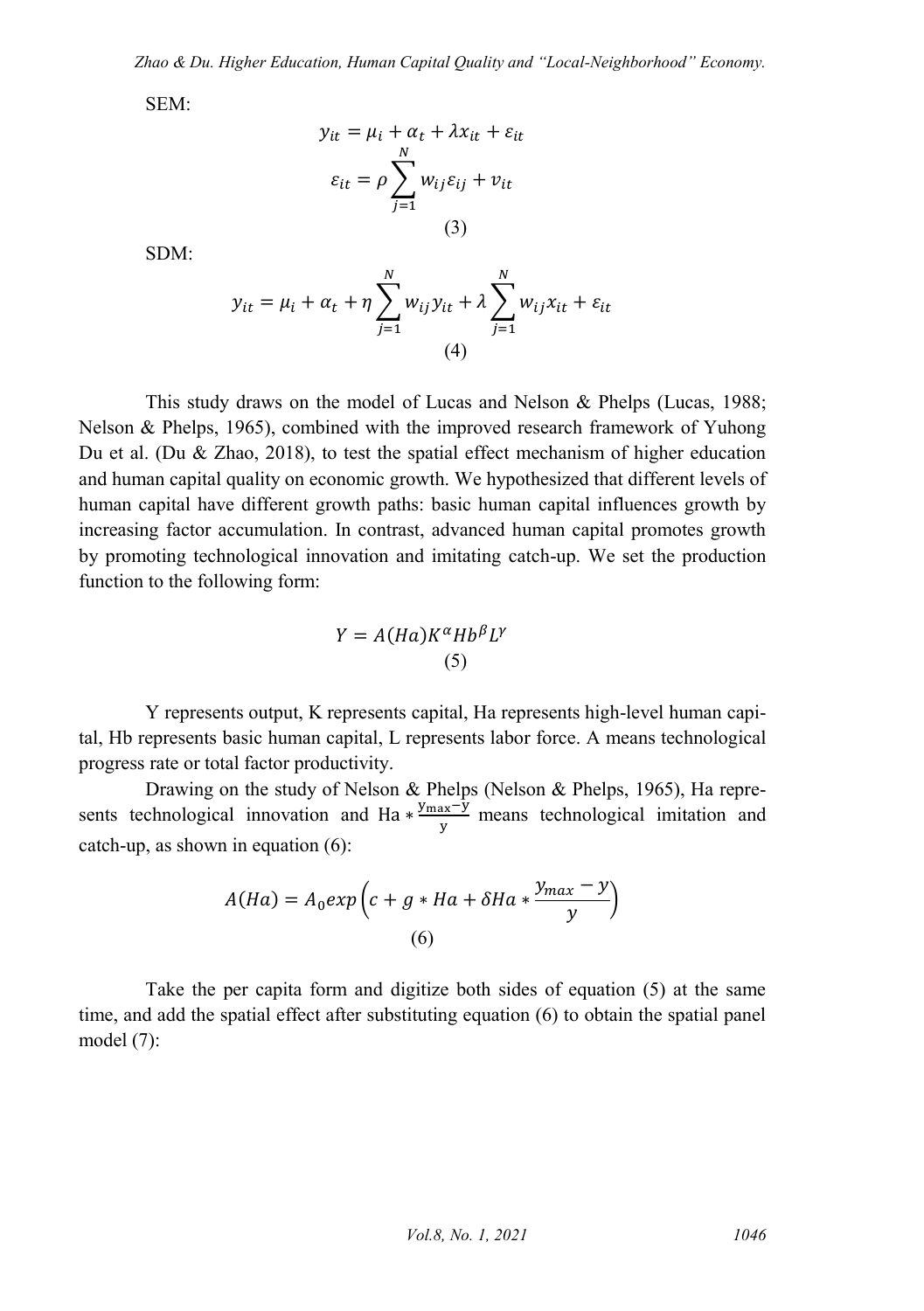SEM:

$$y_{it} = \mu_i + \alpha_t + \lambda x_{it} + \varepsilon_{it}$$
$$\varepsilon_{it} = \rho \sum_{j=1}^{N} w_{ij} \varepsilon_{ij} + v_{it}$$
$$(3)$$

SDM:

$$y_{it} = \mu_i + \alpha_t + \eta \sum_{j=1}^{N} w_{ij} y_{it} + \lambda \sum_{j=1}^{N} w_{ij} x_{it} + \varepsilon_{it}$$
$$(4)$$

This study draws on the model of Lucas and Nelson & Phelps (Lucas, 1988; Nelson & Phelps, 1965), combined with the improved research framework of Yuhong Du et al. (Du & Zhao, 2018), to test the spatial effect mechanism of higher education and human capital quality on economic growth. We hypothesized that different levels of human capital have different growth paths: basic human capital influences growth by increasing factor accumulation. In contrast, advanced human capital promotes growth by promoting technological innovation and imitating catch-up. We set the production function to the following form:

$$Y = A(Ha) K^{\alpha} Hb^{\beta} L^{\gamma}$$
$$(5)$$

Y represents output, K represents capital, Ha represents high-level human capital, Hb represents basic human capital, L represents labor force. A means technological progress rate or total factor productivity.

Drawing on the study of Nelson & Phelps (Nelson & Phelps, 1965), Ha represents technological innovation and $\mathrm{Ha} * \frac{\mathrm{y_{max}} - \mathrm{y}}{\mathrm{y}}$ means technological imitation and catch-up, as shown in equation (6):

$$A(Ha) = A_0 exp\left(c + g * Ha + \delta Ha * \frac{y_{max} - y}{y}\right)$$
$$(6)$$

Take the per capita form and digitize both sides of equation (5) at the same time, and add the spatial effect after substituting equation (6) to obtain the spatial panel model (7):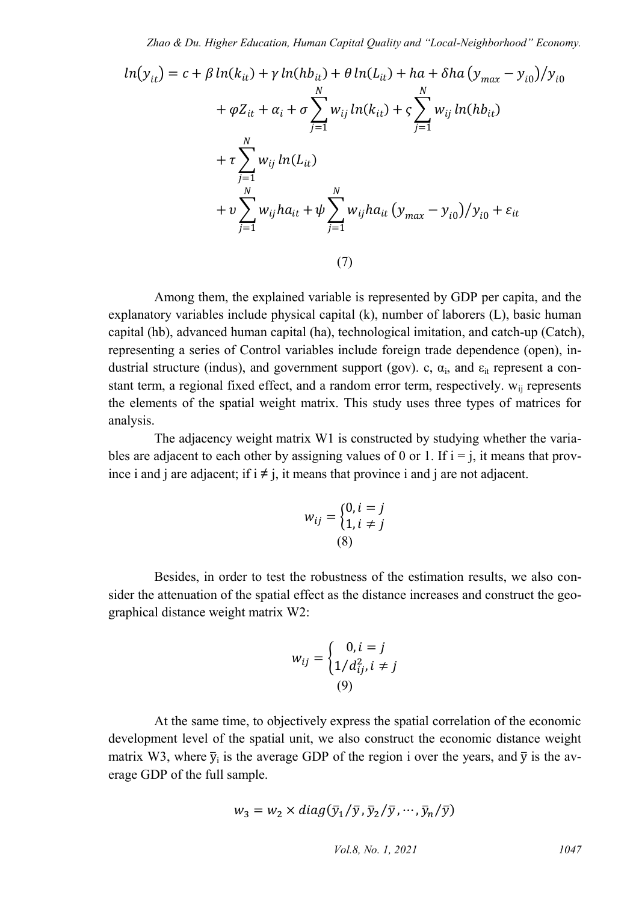$$
\begin{aligned}
ln(y_{it}) = c + \beta\, ln(k_{it}) + \gamma\, ln(hb_{it}) + \theta\, ln(L_{it}) + ha + \delta ha\left(y_{max} - y_{i0}\right)/y_{i0} \\
+ \varphi Z_{it} + \alpha_i + \sigma \sum_{j=1}^{N} w_{ij}\, ln(k_{it}) + \varsigma \sum_{j=1}^{N} w_{ij}\, ln(hb_{it}) \\
+ \tau \sum_{j=1}^{N} w_{ij}\, ln(L_{it}) \\
+ \upsilon \sum_{j=1}^{N} w_{ij} ha_{it} + \psi \sum_{j=1}^{N} w_{ij} ha_{it}\left(y_{max} - y_{i0}\right)/y_{i0} + \varepsilon_{it}
\end{aligned}
\tag{7}
$$

Among them, the explained variable is represented by GDP per capita, and the explanatory variables include physical capital (k), number of laborers (L), basic human capital (hb), advanced human capital (ha), technological imitation, and catch-up (Catch), representing a series of Control variables include foreign trade dependence (open), industrial structure (indus), and government support (gov). c, $\alpha_i$, and $\varepsilon_{it}$ represent a constant term, a regional fixed effect, and a random error term, respectively. $w_{ij}$ represents the elements of the spatial weight matrix. This study uses three types of matrices for analysis.

The adjacency weight matrix W1 is constructed by studying whether the variables are adjacent to each other by assigning values of 0 or 1. If i = j, it means that province i and j are adjacent; if i ≠ j, it means that province i and j are not adjacent.

$$
w_{ij} = \begin{cases} 0, i = j \\ 1, i \neq j \end{cases}
\tag{8}
$$

Besides, in order to test the robustness of the estimation results, we also consider the attenuation of the spatial effect as the distance increases and construct the geographical distance weight matrix W2:

$$
w_{ij} = \begin{cases} 0, i = j \\ 1/d_{ij}^2, i \neq j \end{cases}
\tag{9}
$$

At the same time, to objectively express the spatial correlation of the economic development level of the spatial unit, we also construct the economic distance weight matrix W3, where $\bar{y}_i$ is the average GDP of the region i over the years, and $\bar{y}$ is the average GDP of the full sample.

$$
w_3 = w_2 \times diag(\bar{y}_1/\bar{y}, \bar{y}_2/\bar{y}, \cdots, \bar{y}_n/\bar{y})
$$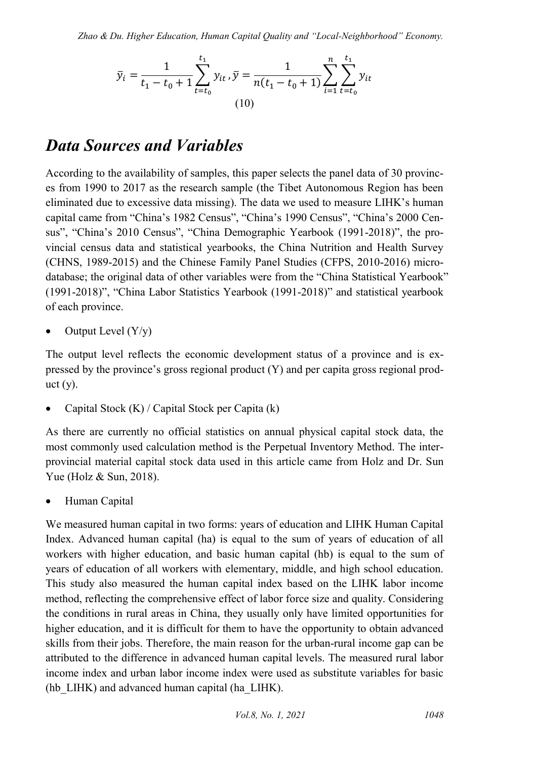$$\bar{y}_i = \frac{1}{t_1 - t_0 + 1}\sum_{t=t_0}^{t_1} y_{it}, \bar{y} = \frac{1}{n(t_1 - t_0 + 1)}\sum_{i=1}^{n}\sum_{t=t_0}^{t_1} y_{it} \tag{10}$$

## *Data Sources and Variables*

According to the availability of samples, this paper selects the panel data of 30 provinces from 1990 to 2017 as the research sample (the Tibet Autonomous Region has been eliminated due to excessive data missing). The data we used to measure LIHK's human capital came from "China's 1982 Census", "China's 1990 Census", "China's 2000 Census", "China's 2010 Census", "China Demographic Yearbook (1991-2018)", the provincial census data and statistical yearbooks, the China Nutrition and Health Survey (CHNS, 1989-2015) and the Chinese Family Panel Studies (CFPS, 2010-2016) micro-database; the original data of other variables were from the "China Statistical Yearbook" (1991-2018)", "China Labor Statistics Yearbook (1991-2018)" and statistical yearbook of each province.

- Output Level (Y/y)

The output level reflects the economic development status of a province and is expressed by the province's gross regional product (Y) and per capita gross regional product (y).

- Capital Stock (K) / Capital Stock per Capita (k)

As there are currently no official statistics on annual physical capital stock data, the most commonly used calculation method is the Perpetual Inventory Method. The inter-provincial material capital stock data used in this article came from Holz and Dr. Sun Yue (Holz & Sun, 2018).

- Human Capital

We measured human capital in two forms: years of education and LIHK Human Capital Index. Advanced human capital (ha) is equal to the sum of years of education of all workers with higher education, and basic human capital (hb) is equal to the sum of years of education of all workers with elementary, middle, and high school education. This study also measured the human capital index based on the LIHK labor income method, reflecting the comprehensive effect of labor force size and quality. Considering the conditions in rural areas in China, they usually only have limited opportunities for higher education, and it is difficult for them to have the opportunity to obtain advanced skills from their jobs. Therefore, the main reason for the urban-rural income gap can be attributed to the difference in advanced human capital levels. The measured rural labor income index and urban labor income index were used as substitute variables for basic (hb_LIHK) and advanced human capital (ha_LIHK).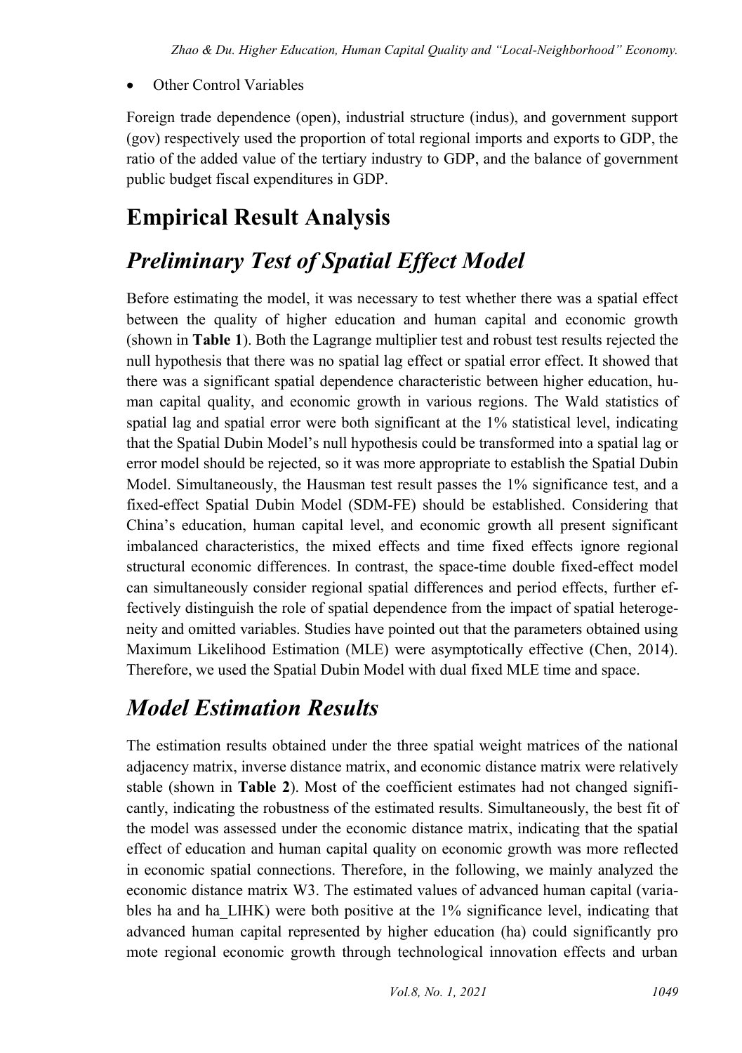- Other Control Variables

Foreign trade dependence (open), industrial structure (indus), and government support (gov) respectively used the proportion of total regional imports and exports to GDP, the ratio of the added value of the tertiary industry to GDP, and the balance of government public budget fiscal expenditures in GDP.

# Empirical Result Analysis

## *Preliminary Test of Spatial Effect Model*

Before estimating the model, it was necessary to test whether there was a spatial effect between the quality of higher education and human capital and economic growth (shown in **Table 1**). Both the Lagrange multiplier test and robust test results rejected the null hypothesis that there was no spatial lag effect or spatial error effect. It showed that there was a significant spatial dependence characteristic between higher education, human capital quality, and economic growth in various regions. The Wald statistics of spatial lag and spatial error were both significant at the 1% statistical level, indicating that the Spatial Dubin Model's null hypothesis could be transformed into a spatial lag or error model should be rejected, so it was more appropriate to establish the Spatial Dubin Model. Simultaneously, the Hausman test result passes the 1% significance test, and a fixed-effect Spatial Dubin Model (SDM-FE) should be established. Considering that China's education, human capital level, and economic growth all present significant imbalanced characteristics, the mixed effects and time fixed effects ignore regional structural economic differences. In contrast, the space-time double fixed-effect model can simultaneously consider regional spatial differences and period effects, further effectively distinguish the role of spatial dependence from the impact of spatial heterogeneity and omitted variables. Studies have pointed out that the parameters obtained using Maximum Likelihood Estimation (MLE) were asymptotically effective (Chen, 2014). Therefore, we used the Spatial Dubin Model with dual fixed MLE time and space.

## *Model Estimation Results*

The estimation results obtained under the three spatial weight matrices of the national adjacency matrix, inverse distance matrix, and economic distance matrix were relatively stable (shown in **Table 2**). Most of the coefficient estimates had not changed significantly, indicating the robustness of the estimated results. Simultaneously, the best fit of the model was assessed under the economic distance matrix, indicating that the spatial effect of education and human capital quality on economic growth was more reflected in economic spatial connections. Therefore, in the following, we mainly analyzed the economic distance matrix W3. The estimated values of advanced human capital (variables ha and ha_LIHK) were both positive at the 1% significance level, indicating that advanced human capital represented by higher education (ha) could significantly pro mote regional economic growth through technological innovation effects and urban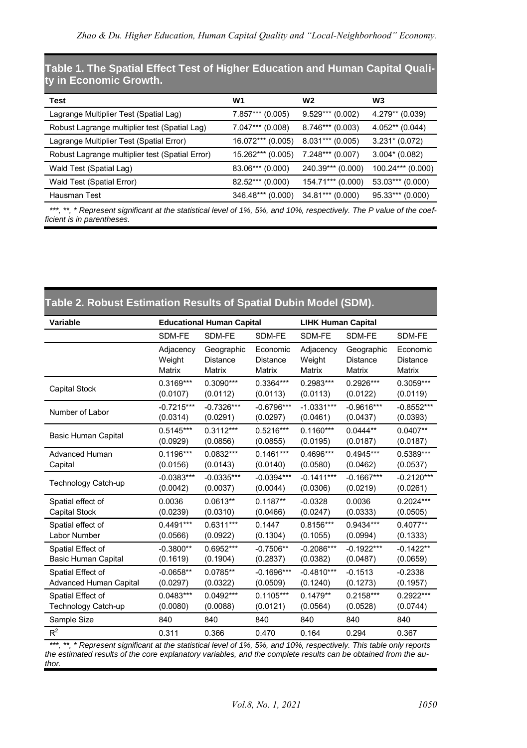**Table 1. The Spatial Effect Test of Higher Education and Human Capital Quality in Economic Growth.**

| Test | W1 | W2 | W3 |
|---|---|---|---|
| Lagrange Multiplier Test (Spatial Lag) | 7.857*** (0.005) | 9.529*** (0.002) | 4.279** (0.039) |
| Robust Lagrange multiplier test (Spatial Lag) | 7.047*** (0.008) | 8.746*** (0.003) | 4.052** (0.044) |
| Lagrange Multiplier Test (Spatial Error) | 16.072*** (0.005) | 8.031*** (0.005) | 3.231* (0.072) |
| Robust Lagrange multiplier test (Spatial Error) | 15.262*** (0.005) | 7.248*** (0.007) | 3.004* (0.082) |
| Wald Test (Spatial Lag) | 83.06*** (0.000) | 240.39*** (0.000) | 100.24*** (0.000) |
| Wald Test (Spatial Error) | 82.52*** (0.000) | 154.71*** (0.000) | 53.03*** (0.000) |
| Hausman Test | 346.48*** (0.000) | 34.81*** (0.000) | 95.33*** (0.000) |

*\*\*\*, \*\*, \* Represent significant at the statistical level of 1%, 5%, and 10%, respectively. The P value of the coefficient is in parentheses.*

**Table 2. Robust Estimation Results of Spatial Dubin Model (SDM).**

| Variable | Educational Human Capital | | | LIHK Human Capital | | |
|---|---|---|---|---|---|---|
| | SDM-FE | SDM-FE | SDM-FE | SDM-FE | SDM-FE | SDM-FE |
| | Adjacency Weight Matrix | Geographic Distance Matrix | Economic Distance Matrix | Adjacency Weight Matrix | Geographic Distance Matrix | Economic Distance Matrix |
| Capital Stock | 0.3169*** (0.0107) | 0.3090*** (0.0112) | 0.3364*** (0.0113) | 0.2983*** (0.0113) | 0.2926*** (0.0122) | 0.3059*** (0.0119) |
| Number of Labor | -0.7215*** (0.0314) | -0.7326*** (0.0291) | -0.6796*** (0.0297) | -1.0331*** (0.0461) | -0.9616*** (0.0437) | -0.8552*** (0.0393) |
| Basic Human Capital | 0.5145*** (0.0929) | 0.3112*** (0.0856) | 0.5216*** (0.0855) | 0.1160*** (0.0195) | 0.0444** (0.0187) | 0.0407** (0.0187) |
| Advanced Human Capital | 0.1196*** (0.0156) | 0.0832*** (0.0143) | 0.1461*** (0.0140) | 0.4696*** (0.0580) | 0.4945*** (0.0462) | 0.5389*** (0.0537) |
| Technology Catch-up | -0.0383*** (0.0042) | -0.0335*** (0.0037) | -0.0394*** (0.0044) | -0.1411*** (0.0306) | -0.1667*** (0.0219) | -0.2120*** (0.0261) |
| Spatial effect of Capital Stock | 0.0036 (0.0239) | 0.0613** (0.0310) | 0.1187** (0.0466) | -0.0328 (0.0247) | 0.0036 (0.0333) | 0.2024*** (0.0505) |
| Spatial effect of Labor Number | 0.4491*** (0.0566) | 0.6311*** (0.0922) | 0.1447 (0.1304) | 0.8156*** (0.1055) | 0.9434*** (0.0994) | 0.4077** (0.1333) |
| Spatial Effect of Basic Human Capital | -0.3800** (0.1619) | 0.6952*** (0.1904) | -0.7506** (0.2837) | -0.2086*** (0.0382) | -0.1922*** (0.0487) | -0.1422** (0.0659) |
| Spatial Effect of Advanced Human Capital | -0.0658** (0.0297) | 0.0785** (0.0322) | -0.1696*** (0.0509) | -0.4810*** (0.1240) | -0.1513 (0.1273) | -0.2338 (0.1957) |
| Spatial Effect of Technology Catch-up | 0.0483*** (0.0080) | 0.0492*** (0.0088) | 0.1105*** (0.0121) | 0.1479** (0.0564) | 0.2158*** (0.0528) | 0.2922*** (0.0744) |
| Sample Size | 840 | 840 | 840 | 840 | 840 | 840 |
| $R^2$ | 0.311 | 0.366 | 0.470 | 0.164 | 0.294 | 0.367 |

*\*\*\*, \*\*, \* Represent significant at the statistical level of 1%, 5%, and 10%, respectively. This table only reports the estimated results of the core explanatory variables, and the complete results can be obtained from the author.*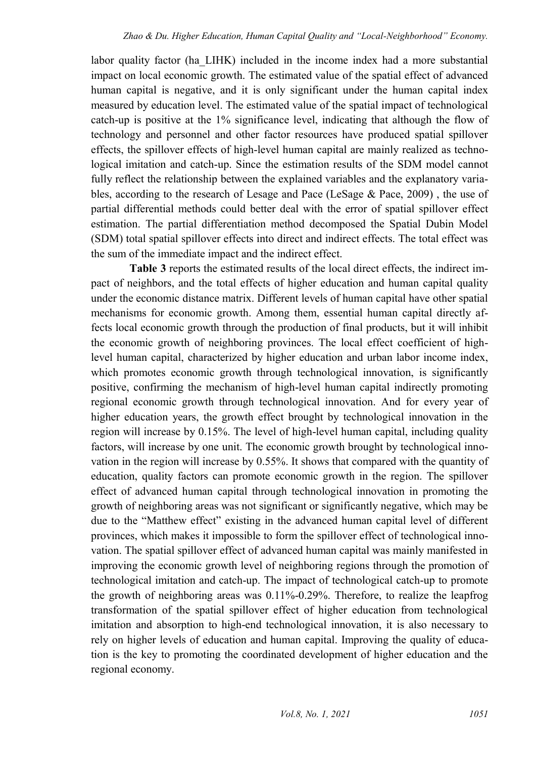labor quality factor (ha_LIHK) included in the income index had a more substantial impact on local economic growth. The estimated value of the spatial effect of advanced human capital is negative, and it is only significant under the human capital index measured by education level. The estimated value of the spatial impact of technological catch-up is positive at the 1% significance level, indicating that although the flow of technology and personnel and other factor resources have produced spatial spillover effects, the spillover effects of high-level human capital are mainly realized as technological imitation and catch-up. Since the estimation results of the SDM model cannot fully reflect the relationship between the explained variables and the explanatory variables, according to the research of Lesage and Pace (LeSage & Pace, 2009) , the use of partial differential methods could better deal with the error of spatial spillover effect estimation. The partial differentiation method decomposed the Spatial Dubin Model (SDM) total spatial spillover effects into direct and indirect effects. The total effect was the sum of the immediate impact and the indirect effect.

**Table 3** reports the estimated results of the local direct effects, the indirect impact of neighbors, and the total effects of higher education and human capital quality under the economic distance matrix. Different levels of human capital have other spatial mechanisms for economic growth. Among them, essential human capital directly affects local economic growth through the production of final products, but it will inhibit the economic growth of neighboring provinces. The local effect coefficient of high-level human capital, characterized by higher education and urban labor income index, which promotes economic growth through technological innovation, is significantly positive, confirming the mechanism of high-level human capital indirectly promoting regional economic growth through technological innovation. And for every year of higher education years, the growth effect brought by technological innovation in the region will increase by 0.15%. The level of high-level human capital, including quality factors, will increase by one unit. The economic growth brought by technological innovation in the region will increase by 0.55%. It shows that compared with the quantity of education, quality factors can promote economic growth in the region. The spillover effect of advanced human capital through technological innovation in promoting the growth of neighboring areas was not significant or significantly negative, which may be due to the "Matthew effect" existing in the advanced human capital level of different provinces, which makes it impossible to form the spillover effect of technological innovation. The spatial spillover effect of advanced human capital was mainly manifested in improving the economic growth level of neighboring regions through the promotion of technological imitation and catch-up. The impact of technological catch-up to promote the growth of neighboring areas was 0.11%-0.29%. Therefore, to realize the leapfrog transformation of the spatial spillover effect of higher education from technological imitation and absorption to high-end technological innovation, it is also necessary to rely on higher levels of education and human capital. Improving the quality of education is the key to promoting the coordinated development of higher education and the regional economy.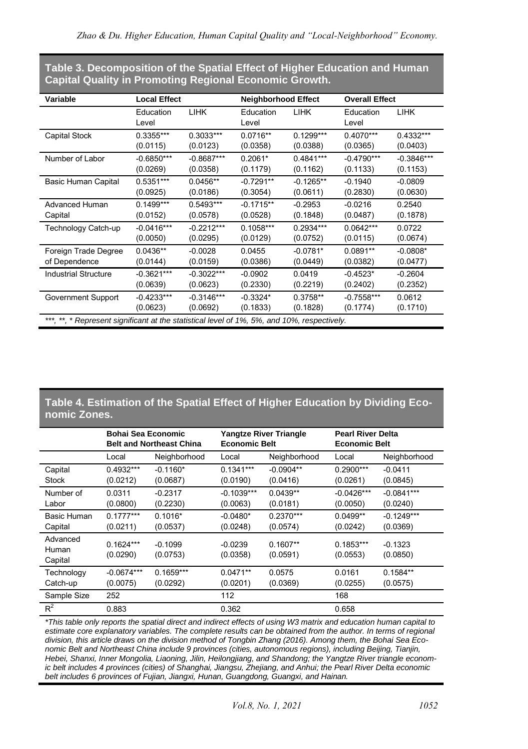**Table 3. Decomposition of the Spatial Effect of Higher Education and Human Capital Quality in Promoting Regional Economic Growth.**

| Variable | Local Effect | | Neighborhood Effect | | Overall Effect | |
|---|---|---|---|---|---|---|
| | Education Level | LIHK | Education Level | LIHK | Education Level | LIHK |
| Capital Stock | 0.3355*** (0.0115) | 0.3033*** (0.0123) | 0.0716** (0.0358) | 0.1299*** (0.0388) | 0.4070*** (0.0365) | 0.4332*** (0.0403) |
| Number of Labor | -0.6850*** (0.0269) | -0.8687*** (0.0358) | 0.2061* (0.1179) | 0.4841*** (0.1162) | -0.4790*** (0.1133) | -0.3846*** (0.1153) |
| Basic Human Capital | 0.5351*** (0.0925) | 0.0456** (0.0186) | -0.7291** (0.3054) | -0.1265** (0.0611) | -0.1940 (0.2830) | -0.0809 (0.0630) |
| Advanced Human Capital | 0.1499*** (0.0152) | 0.5493*** (0.0578) | -0.1715** (0.0528) | -0.2953 (0.1848) | -0.0216 (0.0487) | 0.2540 (0.1878) |
| Technology Catch-up | -0.0416*** (0.0050) | -0.2212*** (0.0295) | 0.1058*** (0.0129) | 0.2934*** (0.0752) | 0.0642*** (0.0115) | 0.0722 (0.0674) |
| Foreign Trade Degree of Dependence | 0.0436** (0.0144) | -0.0028 (0.0159) | 0.0455 (0.0386) | -0.0781* (0.0449) | 0.0891** (0.0382) | -0.0808* (0.0477) |
| Industrial Structure | -0.3621*** (0.0639) | -0.3022*** (0.0623) | -0.0902 (0.2330) | 0.0419 (0.2219) | -0.4523* (0.2402) | -0.2604 (0.2352) |
| Government Support | -0.4233*** (0.0623) | -0.3146*** (0.0692) | -0.3324* (0.1833) | 0.3758** (0.1828) | -0.7558*** (0.1774) | 0.0612 (0.1710) |

*\*\*\*, \*\*, \* Represent significant at the statistical level of 1%, 5%, and 10%, respectively.*

**Table 4. Estimation of the Spatial Effect of Higher Education by Dividing Economic Zones.**

| | Bohai Sea Economic Belt and Northeast China | | Yangtze River Triangle Economic Belt | | Pearl River Delta Economic Belt | |
|---|---|---|---|---|---|---|
| | Local | Neighborhood | Local | Neighborhood | Local | Neighborhood |
| Capital Stock | 0.4932*** (0.0212) | -0.1160* (0.0687) | 0.1341*** (0.0190) | -0.0904** (0.0416) | 0.2900*** (0.0261) | -0.0411 (0.0845) |
| Number of Labor | 0.0311 (0.0800) | -0.2317 (0.2230) | -0.1039*** (0.0063) | 0.0439** (0.0181) | -0.0426*** (0.0050) | -0.0841*** (0.0240) |
| Basic Human Capital | 0.1777*** (0.0211) | 0.1016* (0.0537) | -0.0480* (0.0248) | 0.2370*** (0.0574) | 0.0499** (0.0242) | -0.1249*** (0.0369) |
| Advanced Human Capital | 0.1624*** (0.0290) | -0.1099 (0.0753) | -0.0239 (0.0358) | 0.1607** (0.0591) | 0.1853*** (0.0553) | -0.1323 (0.0850) |
| Technology Catch-up | -0.0674*** (0.0075) | 0.1659*** (0.0292) | 0.0471** (0.0201) | 0.0575 (0.0369) | 0.0161 (0.0255) | 0.1584** (0.0575) |
| Sample Size | 252 | | 112 | | 168 | |
| $R^2$ | 0.883 | | 0.362 | | 0.658 | |

*\*This table only reports the spatial direct and indirect effects of using W3 matrix and education human capital to estimate core explanatory variables. The complete results can be obtained from the author. In terms of regional division, this article draws on the division method of Tongbin Zhang (2016). Among them, the Bohai Sea Economic Belt and Northeast China include 9 provinces (cities, autonomous regions), including Beijing, Tianjin, Hebei, Shanxi, Inner Mongolia, Liaoning, Jilin, Heilongjiang, and Shandong; the Yangtze River triangle economic belt includes 4 provinces (cities) of Shanghai, Jiangsu, Zhejiang, and Anhui; the Pearl River Delta economic belt includes 6 provinces of Fujian, Jiangxi, Hunan, Guangdong, Guangxi, and Hainan.*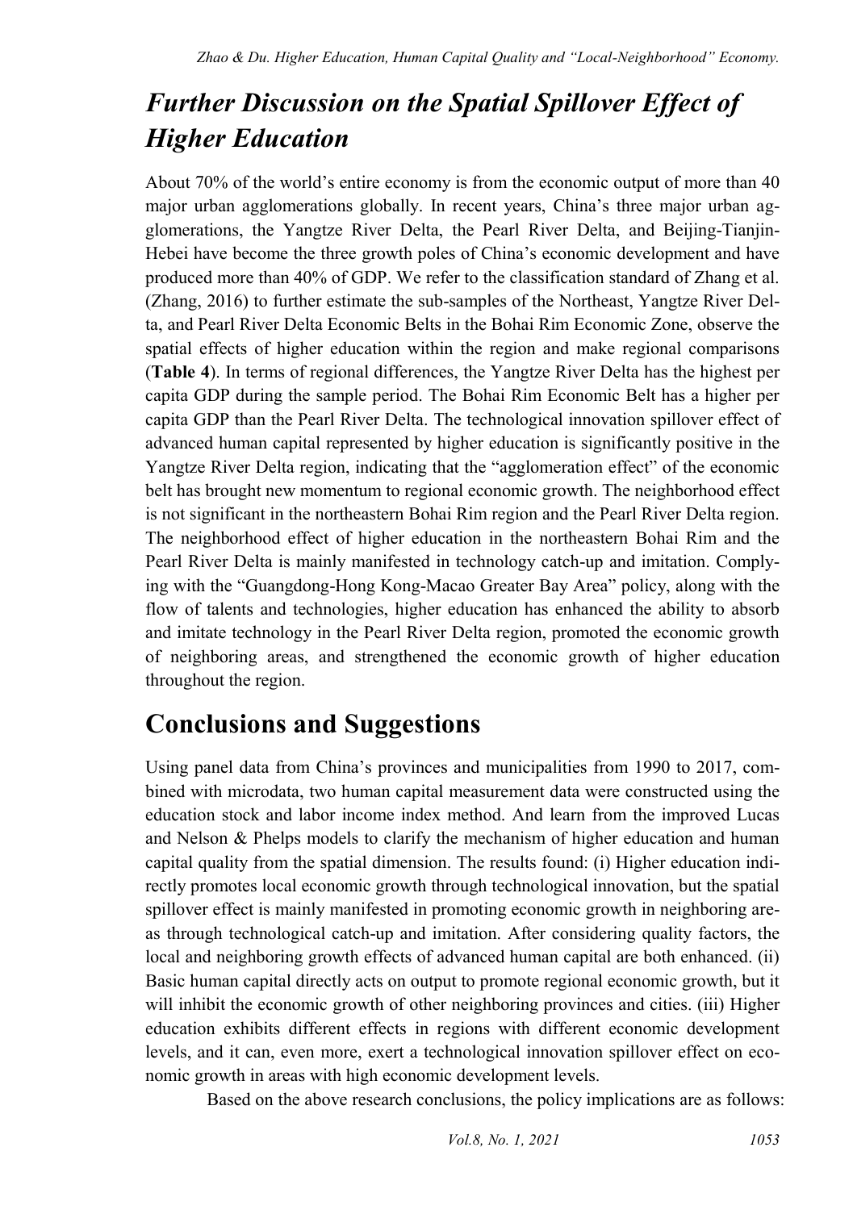# *Further Discussion on the Spatial Spillover Effect of Higher Education*

About 70% of the world's entire economy is from the economic output of more than 40 major urban agglomerations globally. In recent years, China's three major urban agglomerations, the Yangtze River Delta, the Pearl River Delta, and Beijing-Tianjin-Hebei have become the three growth poles of China's economic development and have produced more than 40% of GDP. We refer to the classification standard of Zhang et al. (Zhang, 2016) to further estimate the sub-samples of the Northeast, Yangtze River Delta, and Pearl River Delta Economic Belts in the Bohai Rim Economic Zone, observe the spatial effects of higher education within the region and make regional comparisons (**Table 4**). In terms of regional differences, the Yangtze River Delta has the highest per capita GDP during the sample period. The Bohai Rim Economic Belt has a higher per capita GDP than the Pearl River Delta. The technological innovation spillover effect of advanced human capital represented by higher education is significantly positive in the Yangtze River Delta region, indicating that the "agglomeration effect" of the economic belt has brought new momentum to regional economic growth. The neighborhood effect is not significant in the northeastern Bohai Rim region and the Pearl River Delta region. The neighborhood effect of higher education in the northeastern Bohai Rim and the Pearl River Delta is mainly manifested in technology catch-up and imitation. Complying with the "Guangdong-Hong Kong-Macao Greater Bay Area" policy, along with the flow of talents and technologies, higher education has enhanced the ability to absorb and imitate technology in the Pearl River Delta region, promoted the economic growth of neighboring areas, and strengthened the economic growth of higher education throughout the region.

# Conclusions and Suggestions

Using panel data from China's provinces and municipalities from 1990 to 2017, combined with microdata, two human capital measurement data were constructed using the education stock and labor income index method. And learn from the improved Lucas and Nelson & Phelps models to clarify the mechanism of higher education and human capital quality from the spatial dimension. The results found: (i) Higher education indirectly promotes local economic growth through technological innovation, but the spatial spillover effect is mainly manifested in promoting economic growth in neighboring areas through technological catch-up and imitation. After considering quality factors, the local and neighboring growth effects of advanced human capital are both enhanced. (ii) Basic human capital directly acts on output to promote regional economic growth, but it will inhibit the economic growth of other neighboring provinces and cities. (iii) Higher education exhibits different effects in regions with different economic development levels, and it can, even more, exert a technological innovation spillover effect on economic growth in areas with high economic development levels.

Based on the above research conclusions, the policy implications are as follows: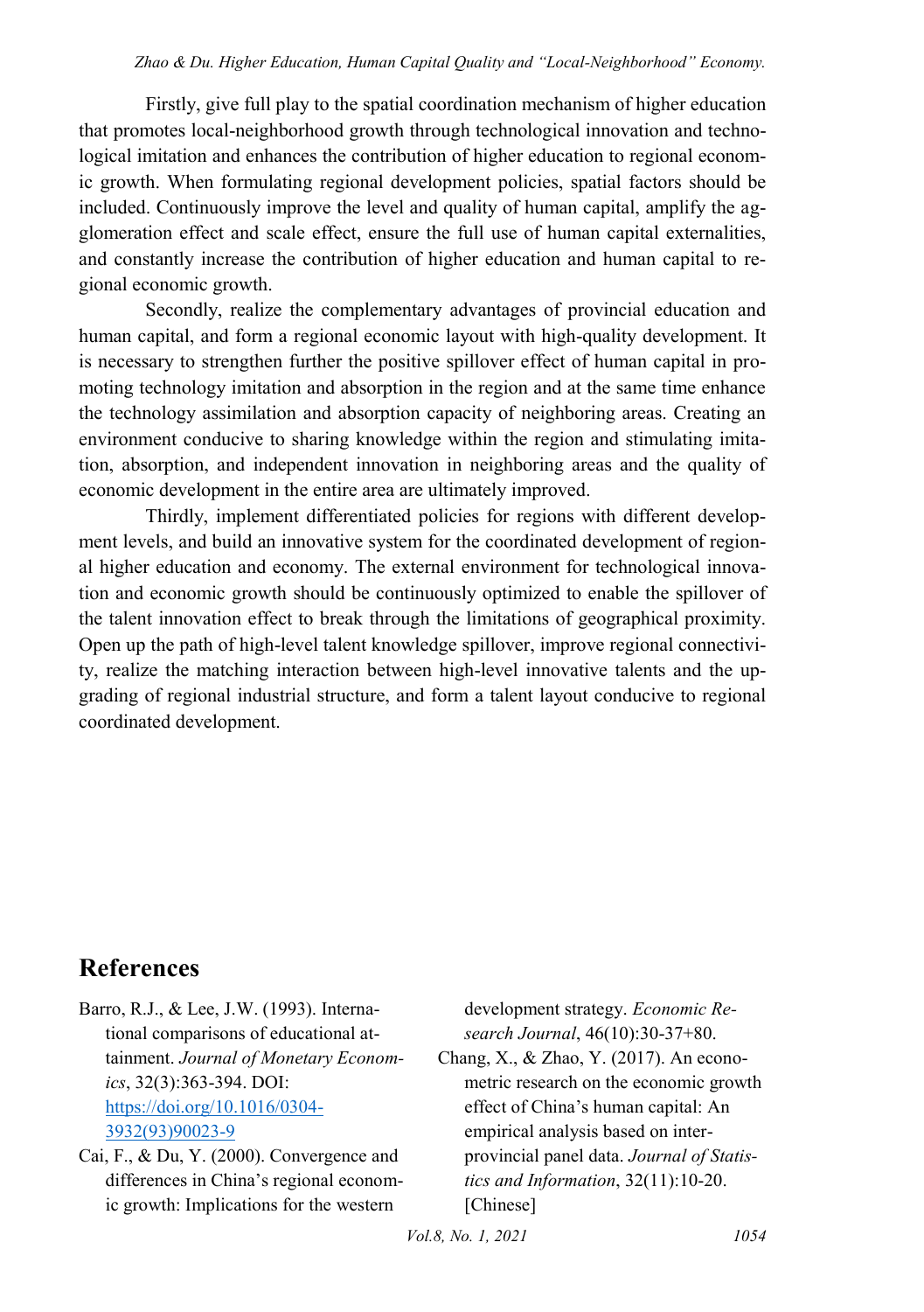Firstly, give full play to the spatial coordination mechanism of higher education that promotes local-neighborhood growth through technological innovation and technological imitation and enhances the contribution of higher education to regional economic growth. When formulating regional development policies, spatial factors should be included. Continuously improve the level and quality of human capital, amplify the agglomeration effect and scale effect, ensure the full use of human capital externalities, and constantly increase the contribution of higher education and human capital to regional economic growth.

Secondly, realize the complementary advantages of provincial education and human capital, and form a regional economic layout with high-quality development. It is necessary to strengthen further the positive spillover effect of human capital in promoting technology imitation and absorption in the region and at the same time enhance the technology assimilation and absorption capacity of neighboring areas. Creating an environment conducive to sharing knowledge within the region and stimulating imitation, absorption, and independent innovation in neighboring areas and the quality of economic development in the entire area are ultimately improved.

Thirdly, implement differentiated policies for regions with different development levels, and build an innovative system for the coordinated development of regional higher education and economy. The external environment for technological innovation and economic growth should be continuously optimized to enable the spillover of the talent innovation effect to break through the limitations of geographical proximity. Open up the path of high-level talent knowledge spillover, improve regional connectivity, realize the matching interaction between high-level innovative talents and the upgrading of regional industrial structure, and form a talent layout conducive to regional coordinated development.

## References

Barro, R.J., & Lee, J.W. (1993). International comparisons of educational attainment. *Journal of Monetary Economics*, 32(3):363-394. DOI: https://doi.org/10.1016/0304-3932(93)90023-9

Cai, F., & Du, Y. (2000). Convergence and differences in China's regional economic growth: Implications for the western development strategy. *Economic Research Journal*, 46(10):30-37+80.

Chang, X., & Zhao, Y. (2017). An econometric research on the economic growth effect of China's human capital: An empirical analysis based on inter-provincial panel data. *Journal of Statistics and Information*, 32(11):10-20. [Chinese]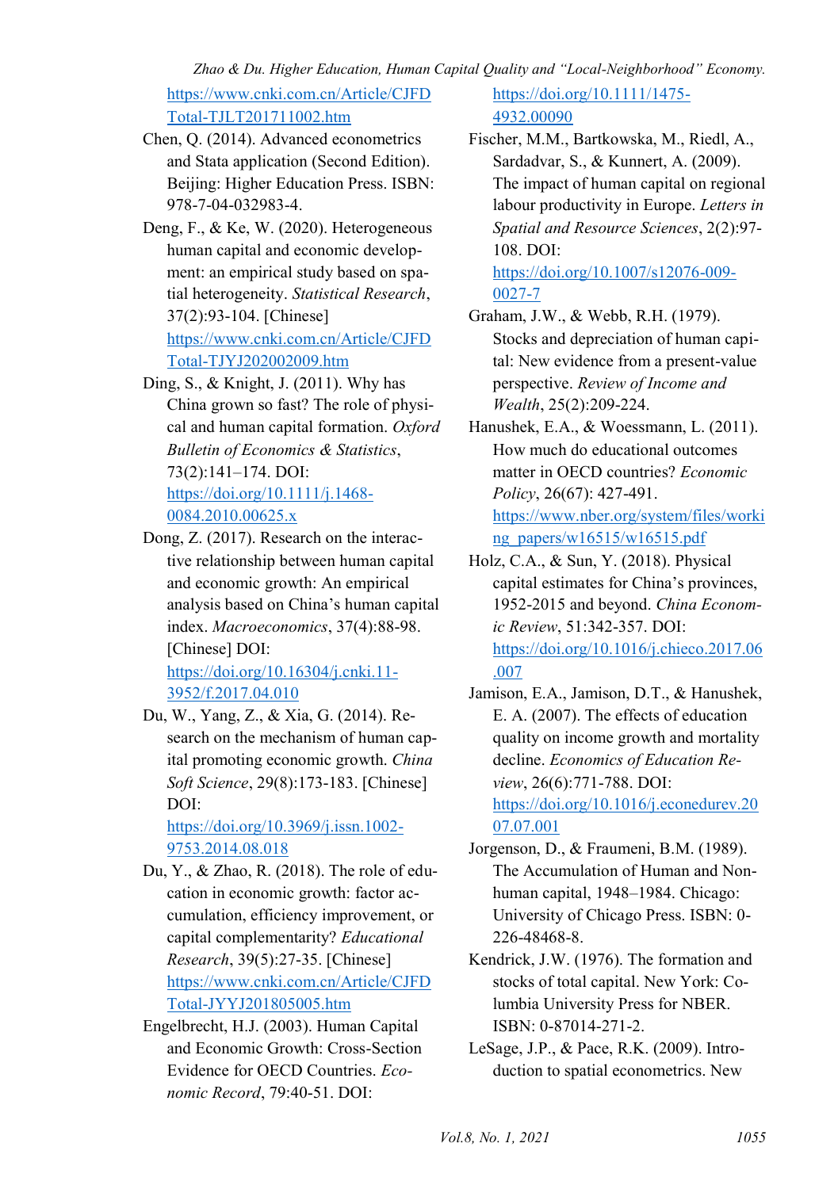https://www.cnki.com.cn/Article/CJFDTotal-TJLT201711002.htm

Chen, Q. (2014). Advanced econometrics and Stata application (Second Edition). Beijing: Higher Education Press. ISBN: 978-7-04-032983-4.

Deng, F., & Ke, W. (2020). Heterogeneous human capital and economic development: an empirical study based on spatial heterogeneity. *Statistical Research*, 37(2):93-104. [Chinese] https://www.cnki.com.cn/Article/CJFDTotal-TJYJ202002009.htm

Ding, S., & Knight, J. (2011). Why has China grown so fast? The role of physical and human capital formation. *Oxford Bulletin of Economics & Statistics*, 73(2):141–174. DOI: https://doi.org/10.1111/j.1468-0084.2010.00625.x

Dong, Z. (2017). Research on the interactive relationship between human capital and economic growth: An empirical analysis based on China's human capital index. *Macroeconomics*, 37(4):88-98. [Chinese] DOI: https://doi.org/10.16304/j.cnki.11-3952/f.2017.04.010

Du, W., Yang, Z., & Xia, G. (2014). Research on the mechanism of human capital promoting economic growth. *China Soft Science*, 29(8):173-183. [Chinese] DOI: https://doi.org/10.3969/j.issn.1002-9753.2014.08.018

Du, Y., & Zhao, R. (2018). The role of education in economic growth: factor accumulation, efficiency improvement, or capital complementarity? *Educational Research*, 39(5):27-35. [Chinese] https://www.cnki.com.cn/Article/CJFDTotal-JYYJ201805005.htm

Engelbrecht, H.J. (2003). Human Capital and Economic Growth: Cross-Section Evidence for OECD Countries. *Economic Record*, 79:40-51. DOI: https://doi.org/10.1111/1475-4932.00090

Fischer, M.M., Bartkowska, M., Riedl, A., Sardadvar, S., & Kunnert, A. (2009). The impact of human capital on regional labour productivity in Europe. *Letters in Spatial and Resource Sciences*, 2(2):97-108. DOI: https://doi.org/10.1007/s12076-009-0027-7

Graham, J.W., & Webb, R.H. (1979). Stocks and depreciation of human capital: New evidence from a present-value perspective. *Review of Income and Wealth*, 25(2):209-224.

Hanushek, E.A., & Woessmann, L. (2011). How much do educational outcomes matter in OECD countries? *Economic Policy*, 26(67): 427-491. https://www.nber.org/system/files/working_papers/w16515/w16515.pdf

Holz, C.A., & Sun, Y. (2018). Physical capital estimates for China's provinces, 1952-2015 and beyond. *China Economic Review*, 51:342-357. DOI: https://doi.org/10.1016/j.chieco.2017.06.007

Jamison, E.A., Jamison, D.T., & Hanushek, E. A. (2007). The effects of education quality on income growth and mortality decline. *Economics of Education Review*, 26(6):771-788. DOI: https://doi.org/10.1016/j.econedurev.2007.07.001

Jorgenson, D., & Fraumeni, B.M. (1989). The Accumulation of Human and Nonhuman capital, 1948–1984. Chicago: University of Chicago Press. ISBN: 0-226-48468-8.

Kendrick, J.W. (1976). The formation and stocks of total capital. New York: Columbia University Press for NBER. ISBN: 0-87014-271-2.

LeSage, J.P., & Pace, R.K. (2009). Introduction to spatial econometrics. New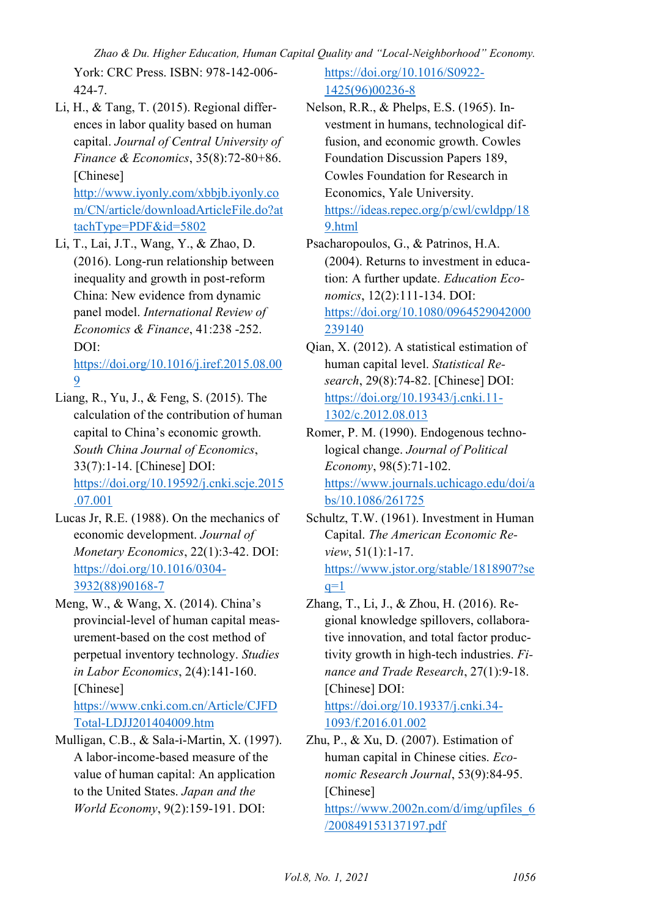York: CRC Press. ISBN: 978-142-006-424-7.

Li, H., & Tang, T. (2015). Regional differences in labor quality based on human capital. *Journal of Central University of Finance & Economics*, 35(8):72-80+86. [Chinese] http://www.iyonly.com/xbbjb.iyonly.com/CN/article/downloadArticleFile.do?attachType=PDF&id=5802

Li, T., Lai, J.T., Wang, Y., & Zhao, D. (2016). Long-run relationship between inequality and growth in post-reform China: New evidence from dynamic panel model. *International Review of Economics & Finance*, 41:238 -252. DOI: https://doi.org/10.1016/j.iref.2015.08.009

Liang, R., Yu, J., & Feng, S. (2015). The calculation of the contribution of human capital to China's economic growth. *South China Journal of Economics*, 33(7):1-14. [Chinese] DOI: https://doi.org/10.19592/j.cnki.scje.2015.07.001

Lucas Jr, R.E. (1988). On the mechanics of economic development. *Journal of Monetary Economics*, 22(1):3-42. DOI: https://doi.org/10.1016/0304-3932(88)90168-7

Meng, W., & Wang, X. (2014). China's provincial-level of human capital measurement-based on the cost method of perpetual inventory technology. *Studies in Labor Economics*, 2(4):141-160. [Chinese] https://www.cnki.com.cn/Article/CJFDTotal-LDJJ201404009.htm

Mulligan, C.B., & Sala-i-Martin, X. (1997). A labor-income-based measure of the value of human capital: An application to the United States. *Japan and the World Economy*, 9(2):159-191. DOI: https://doi.org/10.1016/S0922-1425(96)00236-8

Nelson, R.R., & Phelps, E.S. (1965). Investment in humans, technological diffusion, and economic growth. Cowles Foundation Discussion Papers 189, Cowles Foundation for Research in Economics, Yale University. https://ideas.repec.org/p/cwl/cwldpp/189.html

Psacharopoulos, G., & Patrinos, H.A. (2004). Returns to investment in education: A further update. *Education Economics*, 12(2):111-134. DOI: https://doi.org/10.1080/0964529042000239140

Qian, X. (2012). A statistical estimation of human capital level. *Statistical Research*, 29(8):74-82. [Chinese] DOI: https://doi.org/10.19343/j.cnki.11-1302/c.2012.08.013

Romer, P. M. (1990). Endogenous technological change. *Journal of Political Economy*, 98(5):71-102. https://www.journals.uchicago.edu/doi/abs/10.1086/261725

Schultz, T.W. (1961). Investment in Human Capital. *The American Economic Review*, 51(1):1-17. https://www.jstor.org/stable/1818907?seq=1

Zhang, T., Li, J., & Zhou, H. (2016). Regional knowledge spillovers, collaborative innovation, and total factor productivity growth in high-tech industries. *Finance and Trade Research*, 27(1):9-18. [Chinese] DOI: https://doi.org/10.19337/j.cnki.34-1093/f.2016.01.002

Zhu, P., & Xu, D. (2007). Estimation of human capital in Chinese cities. *Economic Research Journal*, 53(9):84-95. [Chinese] https://www.2002n.com/d/img/upfiles_6/200849153137197.pdf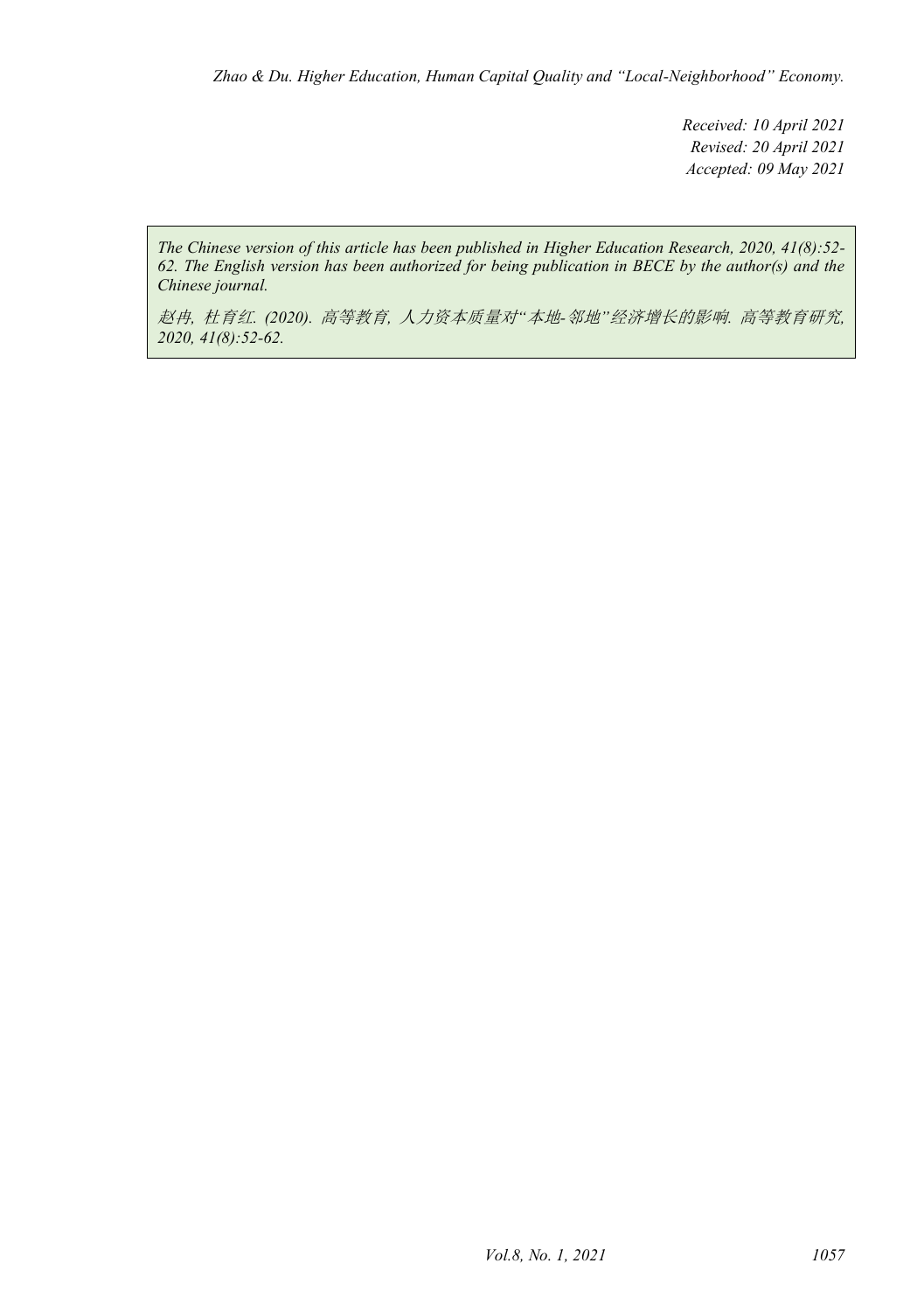*Received: 10 April 2021*
*Revised: 20 April 2021*
*Accepted: 09 May 2021*

*The Chinese version of this article has been published in Higher Education Research, 2020, 41(8):52-62. The English version has been authorized for being publication in BECE by the author(s) and the Chinese journal.*

*赵冉, 杜育红. (2020). 高等教育, 人力资本质量对"本地-邻地"经济增长的影响. 高等教育研究, 2020, 41(8):52-62.*